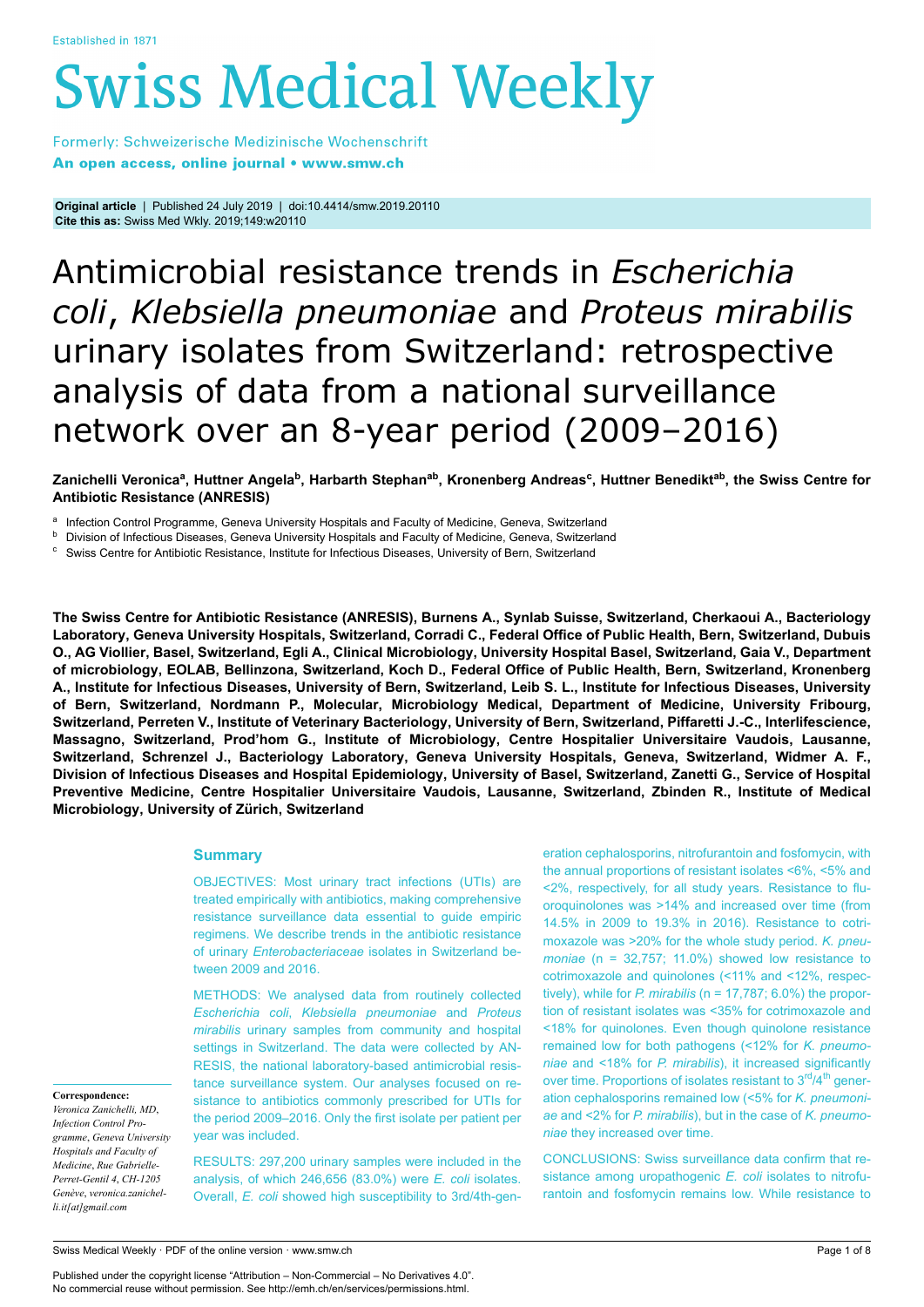Established in 1871

# Swiss Medical Weekly

Formerly: Schweizerische Medizinische Wochenschrift
**An open access, online journal • www.smw.ch**

**Original article** | Published 24 July 2019 | doi:10.4414/smw.2019.20110
**Cite this as:** Swiss Med Wkly. 2019;149:w20110

# Antimicrobial resistance trends in *Escherichia coli*, *Klebsiella pneumoniae* and *Proteus mirabilis* urinary isolates from Switzerland: retrospective analysis of data from a national surveillance network over an 8-year period (2009–2016)

**Zanichelli Veronica[a], Huttner Angela[b], Harbarth Stephan[ab], Kronenberg Andreas[c], Huttner Benedikt[ab], the Swiss Centre for Antibiotic Resistance (ANRESIS)**

[a] Infection Control Programme, Geneva University Hospitals and Faculty of Medicine, Geneva, Switzerland
[b] Division of Infectious Diseases, Geneva University Hospitals and Faculty of Medicine, Geneva, Switzerland
[c] Swiss Centre for Antibiotic Resistance, Institute for Infectious Diseases, University of Bern, Switzerland

**The Swiss Centre for Antibiotic Resistance (ANRESIS), Burnens A., Synlab Suisse, Switzerland, Cherkaoui A., Bacteriology Laboratory, Geneva University Hospitals, Switzerland, Corradi C., Federal Office of Public Health, Bern, Switzerland, Dubuis O., AG Viollier, Basel, Switzerland, Egli A., Clinical Microbiology, University Hospital Basel, Switzerland, Gaia V., Department of microbiology, EOLAB, Bellinzona, Switzerland, Koch D., Federal Office of Public Health, Bern, Switzerland, Kronenberg A., Institute for Infectious Diseases, University of Bern, Switzerland, Leib S. L., Institute for Infectious Diseases, University of Bern, Switzerland, Nordmann P., Molecular, Microbiology Medical, Department of Medicine, University Fribourg, Switzerland, Perreten V., Institute of Veterinary Bacteriology, University of Bern, Switzerland, Piffaretti J.-C., Interlifescience, Massagno, Switzerland, Prod'hom G., Institute of Microbiology, Centre Hospitalier Universitaire Vaudois, Lausanne, Switzerland, Schrenzel J., Bacteriology Laboratory, Geneva University Hospitals, Geneva, Switzerland, Widmer A. F., Division of Infectious Diseases and Hospital Epidemiology, University of Basel, Switzerland, Zanetti G., Service of Hospital Preventive Medicine, Centre Hospitalier Universitaire Vaudois, Lausanne, Switzerland, Zbinden R., Institute of Medical Microbiology, University of Zürich, Switzerland**

## Summary

OBJECTIVES: Most urinary tract infections (UTIs) are treated empirically with antibiotics, making comprehensive resistance surveillance data essential to guide empiric regimens. We describe trends in the antibiotic resistance of urinary *Enterobacteriaceae* isolates in Switzerland between 2009 and 2016.

METHODS: We analysed data from routinely collected *Escherichia coli*, *Klebsiella pneumoniae* and *Proteus mirabilis* urinary samples from community and hospital settings in Switzerland. The data were collected by ANRESIS, the national laboratory-based antimicrobial resistance surveillance system. Our analyses focused on resistance to antibiotics commonly prescribed for UTIs for the period 2009–2016. Only the first isolate per patient per year was included.

RESULTS: 297,200 urinary samples were included in the analysis, of which 246,656 (83.0%) were *E. coli* isolates. Overall, *E. coli* showed high susceptibility to 3rd/4th-generation cephalosporins, nitrofurantoin and fosfomycin, with the annual proportions of resistant isolates <6%, <5% and <2%, respectively, for all study years. Resistance to fluoroquinolones was >14% and increased over time (from 14.5% in 2009 to 19.3% in 2016). Resistance to cotrimoxazole was >20% for the whole study period. *K. pneumoniae* (n = 32,757; 11.0%) showed low resistance to cotrimoxazole and quinolones (<11% and <12%, respectively), while for *P. mirabilis* (n = 17,787; 6.0%) the proportion of resistant isolates was <35% for cotrimoxazole and <18% for quinolones. Even though quinolone resistance remained low for both pathogens (<12% for *K. pneumoniae* and <18% for *P. mirabilis*), it increased significantly over time. Proportions of isolates resistant to 3[rd]/4[th] generation cephalosporins remained low (<5% for *K. pneumoniae* and <2% for *P. mirabilis*), but in the case of *K. pneumoniae* they increased over time.

CONCLUSIONS: Swiss surveillance data confirm that resistance among uropathogenic *E. coli* isolates to nitrofurantoin and fosfomycin remains low. While resistance to

**Correspondence:**
*Veronica Zanichelli, MD, Infection Control Programme, Geneva University Hospitals and Faculty of Medicine, Rue Gabrielle-Perret-Gentil 4, CH-1205 Genève, veronica.zanichelli.it[at]gmail.com*

Published under the copyright license "Attribution – Non-Commercial – No Derivatives 4.0".
No commercial reuse without permission. See http://emh.ch/en/services/permissions.html.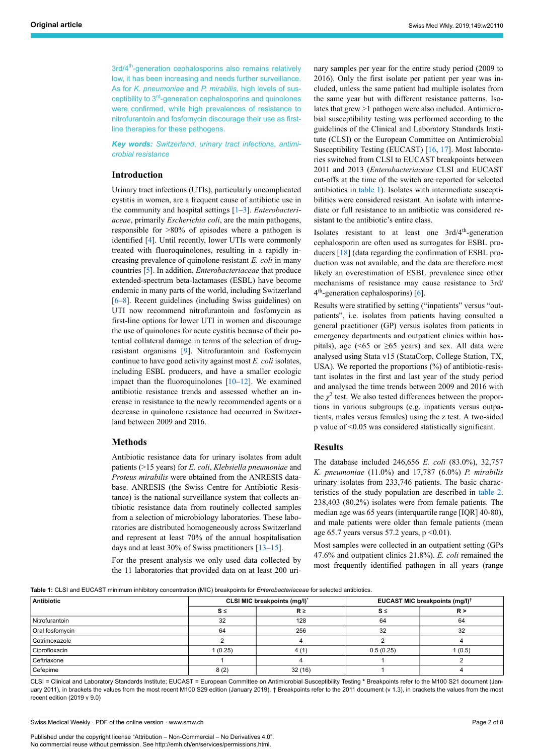3rd/4[th]-generation cephalosporins also remains relatively low, it has been increasing and needs further surveillance. As for *K. pneumoniae* and *P. mirabilis,* high levels of susceptibility to 3[rd]-generation cephalosporins and quinolones were confirmed, while high prevalences of resistance to nitrofurantoin and fosfomycin discourage their use as first-line therapies for these pathogens.

***Key words:*** *Switzerland, urinary tract infections, antimicrobial resistance*

## Introduction

Urinary tract infections (UTIs), particularly uncomplicated cystitis in women, are a frequent cause of antibiotic use in the community and hospital settings [1–3]. *Enterobacteriaceae*, primarily *Escherichia coli*, are the main pathogens, responsible for >80% of episodes where a pathogen is identified [4]. Until recently, lower UTIs were commonly treated with fluoroquinolones, resulting in a rapidly increasing prevalence of quinolone-resistant *E. coli* in many countries [5]. In addition, *Enterobacteriaceae* that produce extended-spectrum beta-lactamases (ESBL) have become endemic in many parts of the world, including Switzerland [6–8]. Recent guidelines (including Swiss guidelines) on UTI now recommend nitrofurantoin and fosfomycin as first-line options for lower UTI in women and discourage the use of quinolones for acute cystitis because of their potential collateral damage in terms of the selection of drug-resistant organisms [9]. Nitrofurantoin and fosfomycin continue to have good activity against most *E. coli* isolates, including ESBL producers, and have a smaller ecologic impact than the fluoroquinolones [10–12]. We examined antibiotic resistance trends and assessed whether an increase in resistance to the newly recommended agents or a decrease in quinolone resistance had occurred in Switzerland between 2009 and 2016.

## Methods

Antibiotic resistance data for urinary isolates from adult patients (>15 years) for *E. coli*, *Klebsiella pneumoniae* and *Proteus mirabilis* were obtained from the ANRESIS database. ANRESIS (the Swiss Centre for Antibiotic Resistance) is the national surveillance system that collects antibiotic resistance data from routinely collected samples from a selection of microbiology laboratories. These laboratories are distributed homogeneously across Switzerland and represent at least 70% of the annual hospitalisation days and at least 30% of Swiss practitioners [13–15].

For the present analysis we only used data collected by the 11 laboratories that provided data on at least 200 urinary samples per year for the entire study period (2009 to 2016). Only the first isolate per patient per year was included, unless the same patient had multiple isolates from the same year but with different resistance patterns. Isolates that grew >1 pathogen were also included. Antimicrobial susceptibility testing was performed according to the guidelines of the Clinical and Laboratory Standards Institute (CLSI) or the European Committee on Antimicrobial Susceptibility Testing (EUCAST) [16, 17]. Most laboratories switched from CLSI to EUCAST breakpoints between 2011 and 2013 (*Enterobacteriaceae* CLSI and EUCAST cut-offs at the time of the switch are reported for selected antibiotics in table 1). Isolates with intermediate susceptibilities were considered resistant. An isolate with intermediate or full resistance to an antibiotic was considered resistant to the antibiotic's entire class.

Isolates resistant to at least one 3rd/4[th]-generation cephalosporin are often used as surrogates for ESBL producers [18] (data regarding the confirmation of ESBL production was not available, and the data are therefore most likely an overestimation of ESBL prevalence since other mechanisms of resistance may cause resistance to 3rd/4[th]-generation cephalosporins) [6].

Results were stratified by setting ("inpatients" versus "outpatients", i.e. isolates from patients having consulted a general practitioner (GP) versus isolates from patients in emergency departments and outpatient clinics within hospitals), age (<65 or ≥65 years) and sex. All data were analysed using Stata v15 (StataCorp, College Station, TX, USA). We reported the proportions (%) of antibiotic-resistant isolates in the first and last year of the study period and analysed the time trends between 2009 and 2016 with the $\chi^2$ test. We also tested differences between the proportions in various subgroups (e.g. inpatients versus outpatients, males versus females) using the z test. A two-sided p value of <0.05 was considered statistically significant.

## Results

The database included 246,656 *E. coli* (83.0%), 32,757 *K. pneumoniae* (11.0%) and 17,787 (6.0%) *P. mirabilis* urinary isolates from 233,746 patients. The basic characteristics of the study population are described in table 2. 238,403 (80.2%) isolates were from female patients. The median age was 65 years (interquartile range [IQR] 40-80), and male patients were older than female patients (mean age 65.7 years versus 57.2 years, p <0.01).

Most samples were collected in an outpatient setting (GPs 47.6% and outpatient clinics 21.8%). *E. coli* remained the most frequently identified pathogen in all years (range

**Table 1:** CLSI and EUCAST minimum inhibitory concentration (MIC) breakpoints for *Enterobacteriaceae* for selected antibiotics.

| Antibiotic | CLSI MIC breakpoints (mg/l)* | | EUCAST MIC breakpoints (mg/l)† | |
|---|---|---|---|---|
| | S ≤ | R ≥ | S ≤ | R > |
| Nitrofurantoin | 32 | 128 | 64 | 64 |
| Oral fosfomycin | 64 | 256 | 32 | 32 |
| Cotrimoxazole | 2 | 4 | 2 | 4 |
| Ciprofloxacin | 1 (0.25) | 4 (1) | 0.5 (0.25) | 1 (0.5) |
| Ceftriaxone | 1 | 4 | 1 | 2 |
| Cefepime | 8 (2) | 32 (16) | 1 | 4 |

CLSI = Clinical and Laboratory Standards Institute; EUCAST = European Committee on Antimicrobial Susceptibility Testing * Breakpoints refer to the M100 S21 document (January 2011), in brackets the values from the most recent M100 S29 edition (January 2019). † Breakpoints refer to the 2011 document (v 1.3), in brackets the values from the most recent edition (2019 v 9.0)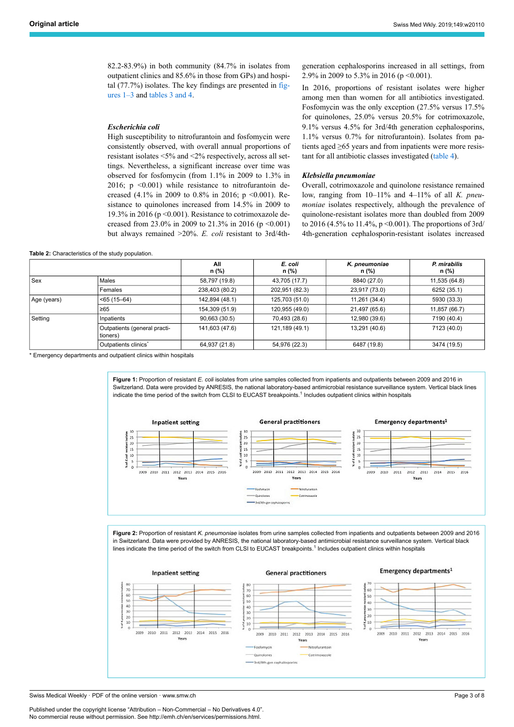82.2-83.9%) in both community (84.7% in isolates from outpatient clinics and 85.6% in those from GPs) and hospital (77.7%) isolates. The key findings are presented in figures 1–3 and tables 3 and 4.

### *Escherichia coli*

High susceptibility to nitrofurantoin and fosfomycin were consistently observed, with overall annual proportions of resistant isolates <5% and <2% respectively, across all settings. Nevertheless, a significant increase over time was observed for fosfomycin (from 1.1% in 2009 to 1.3% in 2016; $p < 0.001$) while resistance to nitrofurantoin decreased (4.1% in 2009 to 0.8% in 2016; $p < 0.001$). Resistance to quinolones increased from 14.5% in 2009 to 19.3% in 2016 ($p < 0.001$). Resistance to cotrimoxazole decreased from 23.0% in 2009 to 21.3% in 2016 ($p < 0.001$) but always remained >20%. *E. coli* resistant to 3rd/4th-generation cephalosporins increased in all settings, from 2.9% in 2009 to 5.3% in 2016 ($p < 0.001$).

In 2016, proportions of resistant isolates were higher among men than women for all antibiotics investigated. Fosfomycin was the only exception (27.5% versus 17.5% for quinolones, 25.0% versus 20.5% for cotrimoxazole, 9.1% versus 4.5% for 3rd/4th generation cephalosporins, 1.1% versus 0.7% for nitrofurantoin). Isolates from patients aged ≥65 years and from inpatients were more resistant for all antibiotic classes investigated (table 4).

### *Klebsiella pneumoniae*

Overall, cotrimoxazole and quinolone resistance remained low, ranging from 10–11% and 4–11% of all *K. pneumoniae* isolates respectively, although the prevalence of quinolone-resistant isolates more than doubled from 2009 to 2016 (4.5% to 11.4%, $p < 0.001$). The proportions of 3rd/4th-generation cephalosporin-resistant isolates increased

**Table 2:** Characteristics of the study population.

| | | All n (%) | *E. coli* n (%) | *K. pneumoniae* n (%) | *P. mirabilis* n (%) |
|---|---|---|---|---|---|
| Sex | Males | 58,797 (19.8) | 43,705 (17.7) | 8840 (27.0) | 11,535 (64.8) |
| | Females | 238,403 (80.2) | 202,951 (82.3) | 23,917 (73.0) | 6252 (35.1) |
| Age (years) | <65 (15–64) | 142,894 (48.1) | 125,703 (51.0) | 11,261 (34.4) | 5930 (33.3) |
| | ≥65 | 154,309 (51.9) | 120,955 (49.0) | 21,497 (65.6) | 11,857 (66.7) |
| Setting | Inpatients | 90,663 (30.5) | 70,493 (28.6) | 12,980 (39.6) | 7190 (40.4) |
| | Outpatients (general practitioners) | 141,603 (47.6) | 121,189 (49.1) | 13,291 (40.6) | 7123 (40.0) |
| | Outpatients clinics* | 64,937 (21.8) | 54,976 (22.3) | 6487 (19.8) | 3474 (19.5) |

\* Emergency departments and outpatient clinics within hospitals

**Figure 1:** Proportion of resistant *E. coli* isolates from urine samples collected from inpatients and outpatients between 2009 and 2016 in Switzerland. Data were provided by ANRESIS, the national laboratory-based antimicrobial resistance surveillance system. Vertical black lines indicate the time period of the switch from CLSI to EUCAST breakpoints.[1] Includes outpatient clinics within hospitals

**Figure 2:** Proportion of resistant *K. pneumoniae* isolates from urine samples collected from inpatients and outpatients between 2009 and 2016 in Switzerland. Data were provided by ANRESIS, the national laboratory-based antimicrobial resistance surveillance system. Vertical black lines indicate the time period of the switch from CLSI to EUCAST breakpoints.[1] Includes outpatient clinics within hospitals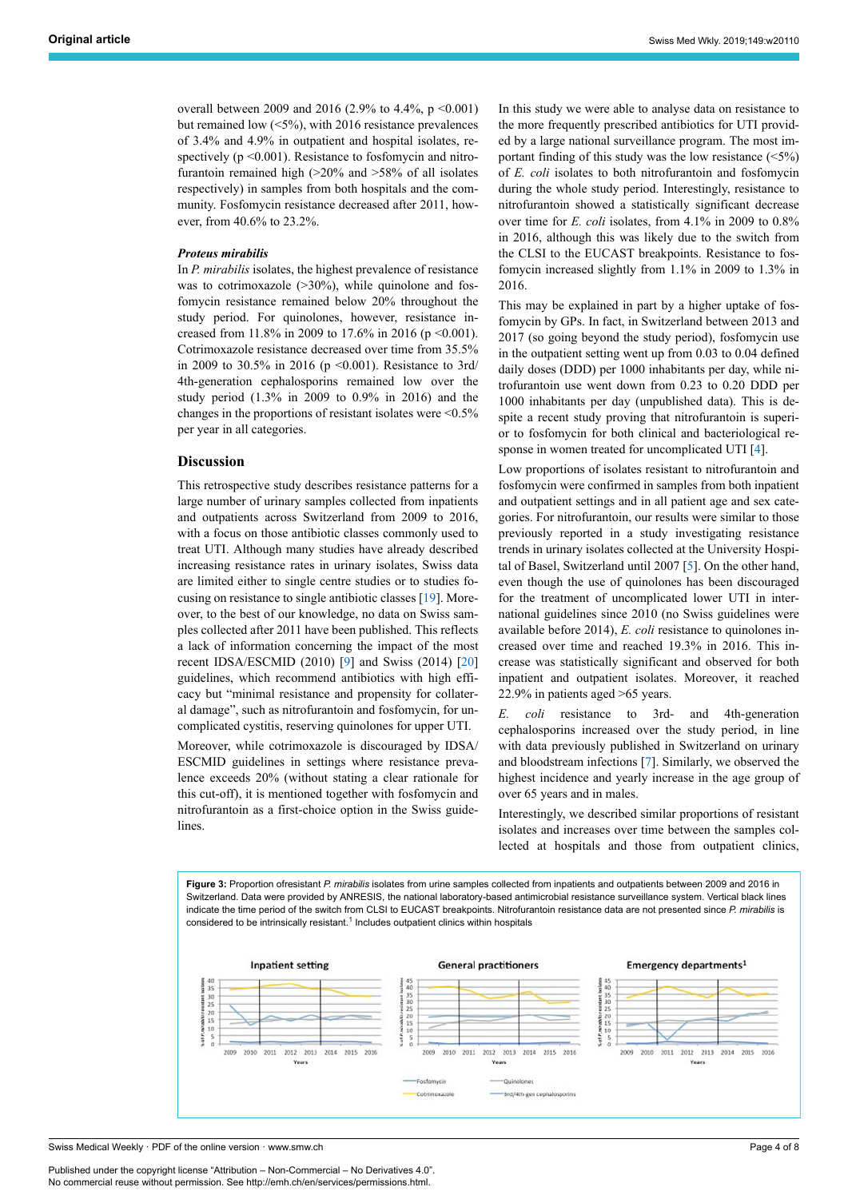overall between 2009 and 2016 (2.9% to 4.4%, $p < 0.001$) but remained low (<5%), with 2016 resistance prevalences of 3.4% and 4.9% in outpatient and hospital isolates, respectively ($p < 0.001$). Resistance to fosfomycin and nitrofurantoin remained high (>20% and >58% of all isolates respectively) in samples from both hospitals and the community. Fosfomycin resistance decreased after 2011, however, from 40.6% to 23.2%.

### *Proteus mirabilis*

In *P. mirabilis* isolates, the highest prevalence of resistance was to cotrimoxazole (>30%), while quinolone and fosfomycin resistance remained below 20% throughout the study period. For quinolones, however, resistance increased from 11.8% in 2009 to 17.6% in 2016 ($p < 0.001$). Cotrimoxazole resistance decreased over time from 35.5% in 2009 to 30.5% in 2016 ($p < 0.001$). Resistance to 3rd/4th-generation cephalosporins remained low over the study period (1.3% in 2009 to 0.9% in 2016) and the changes in the proportions of resistant isolates were <0.5% per year in all categories.

## Discussion

This retrospective study describes resistance patterns for a large number of urinary samples collected from inpatients and outpatients across Switzerland from 2009 to 2016, with a focus on those antibiotic classes commonly used to treat UTI. Although many studies have already described increasing resistance rates in urinary isolates, Swiss data are limited either to single centre studies or to studies focusing on resistance to single antibiotic classes [19]. Moreover, to the best of our knowledge, no data on Swiss samples collected after 2011 have been published. This reflects a lack of information concerning the impact of the most recent IDSA/ESCMID (2010) [9] and Swiss (2014) [20] guidelines, which recommend antibiotics with high efficacy but "minimal resistance and propensity for collateral damage", such as nitrofurantoin and fosfomycin, for uncomplicated cystitis, reserving quinolones for upper UTI.

Moreover, while cotrimoxazole is discouraged by IDSA/ESCMID guidelines in settings where resistance prevalence exceeds 20% (without stating a clear rationale for this cut-off), it is mentioned together with fosfomycin and nitrofurantoin as a first-choice option in the Swiss guidelines.

In this study we were able to analyse data on resistance to the more frequently prescribed antibiotics for UTI provided by a large national surveillance program. The most important finding of this study was the low resistance (<5%) of *E. coli* isolates to both nitrofurantoin and fosfomycin during the whole study period. Interestingly, resistance to nitrofurantoin showed a statistically significant decrease over time for *E. coli* isolates, from 4.1% in 2009 to 0.8% in 2016, although this was likely due to the switch from the CLSI to the EUCAST breakpoints. Resistance to fosfomycin increased slightly from 1.1% in 2009 to 1.3% in 2016.

This may be explained in part by a higher uptake of fosfomycin by GPs. In fact, in Switzerland between 2013 and 2017 (so going beyond the study period), fosfomycin use in the outpatient setting went up from 0.03 to 0.04 defined daily doses (DDD) per 1000 inhabitants per day, while nitrofurantoin use went down from 0.23 to 0.20 DDD per 1000 inhabitants per day (unpublished data). This is despite a recent study proving that nitrofurantoin is superior to fosfomycin for both clinical and bacteriological response in women treated for uncomplicated UTI [4].

Low proportions of isolates resistant to nitrofurantoin and fosfomycin were confirmed in samples from both inpatient and outpatient settings and in all patient age and sex categories. For nitrofurantoin, our results were similar to those previously reported in a study investigating resistance trends in urinary isolates collected at the University Hospital of Basel, Switzerland until 2007 [5]. On the other hand, even though the use of quinolones has been discouraged for the treatment of uncomplicated lower UTI in international guidelines since 2010 (no Swiss guidelines were available before 2014), *E. coli* resistance to quinolones increased over time and reached 19.3% in 2016. This increase was statistically significant and observed for both inpatient and outpatient isolates. Moreover, it reached 22.9% in patients aged >65 years.

*E. coli* resistance to 3rd- and 4th-generation cephalosporins increased over the study period, in line with data previously published in Switzerland on urinary and bloodstream infections [7]. Similarly, we observed the highest incidence and yearly increase in the age group of over 65 years and in males.

Interestingly, we described similar proportions of resistant isolates and increases over time between the samples collected at hospitals and those from outpatient clinics,

**Figure 3:** Proportion ofresistant *P. mirabilis* isolates from urine samples collected from inpatients and outpatients between 2009 and 2016 in Switzerland. Data were provided by ANRESIS, the national laboratory-based antimicrobial resistance surveillance system. Vertical black lines indicate the time period of the switch from CLSI to EUCAST breakpoints. Nitrofurantoin resistance data are not presented since *P. mirabilis* is considered to be intrinsically resistant.[1] Includes outpatient clinics within hospitals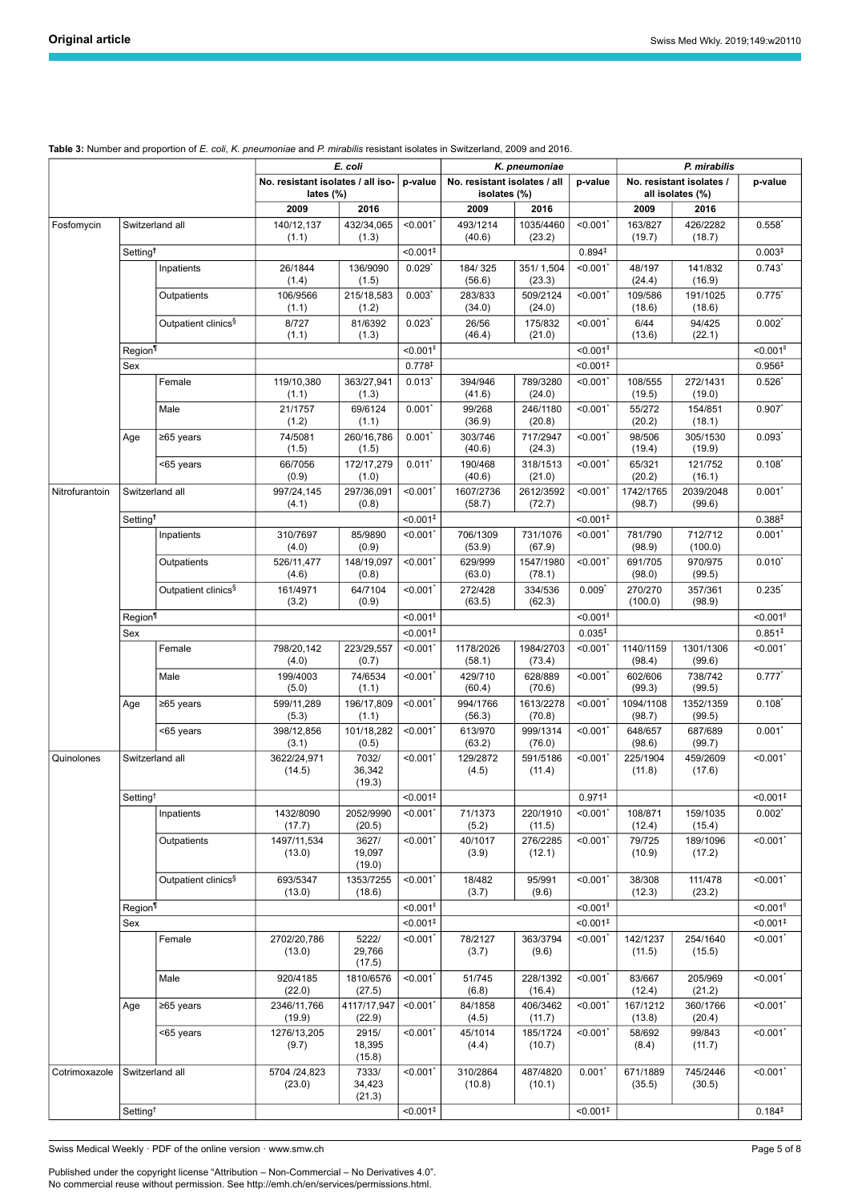**Table 3:** Number and proportion of *E. coli*, *K. pneumoniae* and *P. mirabilis* resistant isolates in Switzerland, 2009 and 2016.

| | | | *E. coli* | | | *K. pneumoniae* | | | *P. mirabilis* | | |
|---|---|---|---|---|---|---|---|---|---|---|---|
| | | | No. resistant isolates / all isolates (%) | | p-value | No. resistant isolates / all isolates (%) | | p-value | No. resistant isolates / all isolates (%) | | p-value |
| | | | 2009 | 2016 | | 2009 | 2016 | | 2009 | 2016 | |
| Fosfomycin | Switzerland all | | 140/12,137 (1.1) | 432/34,065 (1.3) | <0.001* | 493/1214 (40.6) | 1035/4460 (23.2) | <0.001* | 163/827 (19.7) | 426/2282 (18.7) | 0.558* |
| | Setting† | | | | <0.001‡ | | | 0.894‡ | | | 0.003‡ |
| | | Inpatients | 26/1844 (1.4) | 136/9090 (1.5) | 0.029* | 184/ 325 (56.6) | 351/ 1,504 (23.3) | <0.001* | 48/197 (24.4) | 141/832 (16.9) | 0.743* |
| | | Outpatients | 106/9566 (1.1) | 215/18,583 (1.2) | 0.003* | 283/833 (34.0) | 509/2124 (24.0) | <0.001* | 109/586 (18.6) | 191/1025 (18.6) | 0.775* |
| | | Outpatient clinics§ | 8/727 (1.1) | 81/6392 (1.3) | 0.023* | 26/56 (46.4) | 175/832 (21.0) | <0.001* | 6/44 (13.6) | 94/425 (22.1) | 0.002* |
| | Region¶ | | | | <0.001‖ | | | <0.001‖ | | | <0.001‖ |
| | Sex | | | | 0.778‡ | | | <0.001‡ | | | 0.956‡ |
| | | Female | 119/10,380 (1.1) | 363/27,941 (1.3) | 0.013* | 394/946 (41.6) | 789/3280 (24.0) | <0.001* | 108/555 (19.5) | 272/1431 (19.0) | 0.526* |
| | | Male | 21/1757 (1.2) | 69/6124 (1.1) | 0.001* | 99/268 (36.9) | 246/1180 (20.8) | <0.001* | 55/272 (20.2) | 154/851 (18.1) | 0.907* |
| | Age | ≥65 years | 74/5081 (1.5) | 260/16,786 (1.5) | 0.001* | 303/746 (40.6) | 717/2947 (24.3) | <0.001* | 98/506 (19.4) | 305/1530 (19.9) | 0.093* |
| | | <65 years | 66/7056 (0.9) | 172/17,279 (1.0) | 0.011* | 190/468 (40.6) | 318/1513 (21.0) | <0.001* | 65/321 (20.2) | 121/752 (16.1) | 0.108* |
| Nitrofurantoin | Switzerland all | | 997/24,145 (4.1) | 297/36,091 (0.8) | <0.001* | 1607/2736 (58.7) | 2612/3592 (72.7) | <0.001* | 1742/1765 (98.7) | 2039/2048 (99.6) | 0.001* |
| | Setting† | | | | <0.001‡ | | | <0.001‡ | | | 0.388‡ |
| | | Inpatients | 310/7697 (4.0) | 85/9890 (0.9) | <0.001* | 706/1309 (53.9) | 731/1076 (67.9) | <0.001* | 781/790 (98.9) | 712/712 (100.0) | 0.001* |
| | | Outpatients | 526/11,477 (4.6) | 148/19,097 (0.8) | <0.001* | 629/999 (63.0) | 1547/1980 (78.1) | <0.001* | 691/705 (98.0) | 970/975 (99.5) | 0.010* |
| | | Outpatient clinics§ | 161/4971 (3.2) | 64/7104 (0.9) | <0.001* | 272/428 (63.5) | 334/536 (62.3) | 0.009* | 270/270 (100.0) | 357/361 (98.9) | 0.235* |
| | Region¶ | | | | <0.001‖ | | | <0.001‖ | | | <0.001‖ |
| | Sex | | | | <0.001‡ | | | 0.035‡ | | | 0.851‡ |
| | | Female | 798/20,142 (4.0) | 223/29,557 (0.7) | <0.001* | 1178/2026 (58.1) | 1984/2703 (73.4) | <0.001* | 1140/1159 (98.4) | 1301/1306 (99.6) | <0.001* |
| | | Male | 199/4003 (5.0) | 74/6534 (1.1) | <0.001* | 429/710 (60.4) | 628/889 (70.6) | <0.001* | 602/606 (99.3) | 738/742 (99.5) | 0.777* |
| | Age | ≥65 years | 599/11,289 (5.3) | 196/17,809 (1.1) | <0.001* | 994/1766 (56.3) | 1613/2278 (70.8) | <0.001* | 1094/1108 (98.7) | 1352/1359 (99.5) | 0.108* |
| | | <65 years | 398/12,856 (3.1) | 101/18,282 (0.5) | <0.001* | 613/970 (63.2) | 999/1314 (76.0) | <0.001* | 648/657 (98.6) | 687/689 (99.7) | 0.001* |
| Quinolones | Switzerland all | | 3622/24,971 (14.5) | 7032/ 36,342 (19.3) | <0.001* | 129/2872 (4.5) | 591/5186 (11.4) | <0.001* | 225/1904 (11.8) | 459/2609 (17.6) | <0.001* |
| | Setting† | | | | <0.001‡ | | | 0.971‡ | | | <0.001‡ |
| | | Inpatients | 1432/8090 (17.7) | 2052/9990 (20.5) | <0.001* | 71/1373 (5.2) | 220/1910 (11.5) | <0.001* | 108/871 (12.4) | 159/1035 (15.4) | 0.002* |
| | | Outpatients | 1497/11,534 (13.0) | 3627/ 19,097 (19.0) | <0.001* | 40/1017 (3.9) | 276/2285 (12.1) | <0.001* | 79/725 (10.9) | 189/1096 (17.2) | <0.001* |
| | | Outpatient clinics§ | 693/5347 (13.0) | 1353/7255 (18.6) | <0.001* | 18/482 (3.7) | 95/991 (9.6) | <0.001* | 38/308 (12.3) | 111/478 (23.2) | <0.001* |
| | Region¶ | | | | <0.001‖ | | | <0.001‖ | | | <0.001‖ |
| | Sex | | | | <0.001‡ | | | <0.001‡ | | | <0.001‡ |
| | | Female | 2702/20,786 (13.0) | 5222/ 29,766 (17.5) | <0.001* | 78/2127 (3.7) | 363/3794 (9.6) | <0.001* | 142/1237 (11.5) | 254/1640 (15.5) | <0.001* |
| | | Male | 920/4185 (22.0) | 1810/6576 (27.5) | <0.001* | 51/745 (6.8) | 228/1392 (16.4) | <0.001* | 83/667 (12.4) | 205/969 (21.2) | <0.001* |
| | Age | ≥65 years | 2346/11,766 (19.9) | 4117/17,947 (22.9) | <0.001* | 84/1858 (4.5) | 406/3462 (11.7) | <0.001* | 167/1212 (13.8) | 360/1766 (20.4) | <0.001* |
| | | <65 years | 1276/13,205 (9.7) | 2915/ 18,395 (15.8) | <0.001* | 45/1014 (4.4) | 185/1724 (10.7) | <0.001* | 58/692 (8.4) | 99/843 (11.7) | <0.001* |
| Cotrimoxazole | Switzerland all | | 5704 /24,823 (23.0) | 7333/ 34,423 (21.3) | <0.001* | 310/2864 (10.8) | 487/4820 (10.1) | 0.001* | 671/1889 (35.5) | 745/2446 (30.5) | <0.001* |
| | Setting† | | | | <0.001‡ | | | <0.001‡ | | | 0.184‡ |

Published under the copyright license "Attribution – Non-Commercial – No Derivatives 4.0". No commercial reuse without permission. See http://emh.ch/en/services/permissions.html.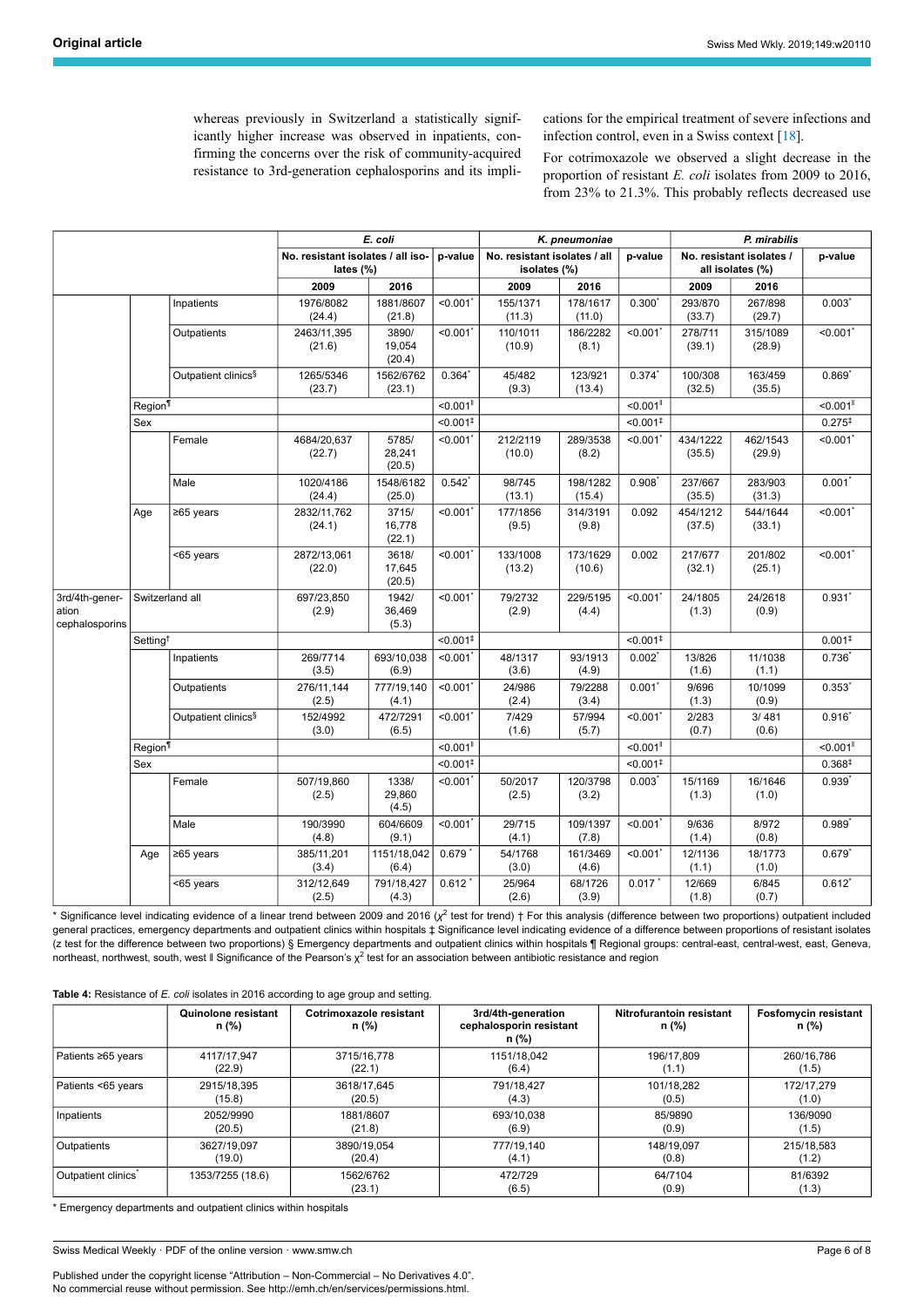whereas previously in Switzerland a statistically significantly higher increase was observed in inpatients, confirming the concerns over the risk of community-acquired resistance to 3rd-generation cephalosporins and its implications for the empirical treatment of severe infections and infection control, even in a Swiss context [18].

For cotrimoxazole we observed a slight decrease in the proportion of resistant *E. coli* isolates from 2009 to 2016, from 23% to 21.3%. This probably reflects decreased use

| | | | *E. coli* | | | *K. pneumoniae* | | | *P. mirabilis* | | |
|---|---|---|---|---|---|---|---|---|---|---|---|
| | | | No. resistant isolates / all isolates (%) | | p-value | No. resistant isolates / all isolates (%) | | p-value | No. resistant isolates / all isolates (%) | | p-value |
| | | | 2009 | 2016 | | 2009 | 2016 | | 2009 | 2016 | |
| | | Inpatients | 1976/8082 (24.4) | 1881/8607 (21.8) | <0.001* | 155/1371 (11.3) | 178/1617 (11.0) | 0.300* | 293/870 (33.7) | 267/898 (29.7) | 0.003* |
| | | Outpatients | 2463/11,395 (21.6) | 3890/19,054 (20.4) | <0.001* | 110/1011 (10.9) | 186/2282 (8.1) | <0.001* | 278/711 (39.1) | 315/1089 (28.9) | <0.001* |
| | | Outpatient clinics§ | 1265/5346 (23.7) | 1562/6762 (23.1) | 0.364* | 45/482 (9.3) | 123/921 (13.4) | 0.374* | 100/308 (32.5) | 163/459 (35.5) | 0.869* |
| | Region¶ | | | | <0.001‖ | | | <0.001‖ | | | <0.001‖ |
| | Sex | | | | <0.001‡ | | | <0.001‡ | | | 0.275‡ |
| | | Female | 4684/20,637 (22.7) | 5785/28,241 (20.5) | <0.001* | 212/2119 (10.0) | 289/3538 (8.2) | <0.001* | 434/1222 (35.5) | 462/1543 (29.9) | <0.001* |
| | | Male | 1020/4186 (24.4) | 1548/6182 (25.0) | 0.542* | 98/745 (13.1) | 198/1282 (15.4) | 0.908* | 237/667 (35.5) | 283/903 (31.3) | 0.001* |
| | Age | ≥65 years | 2832/11,762 (24.1) | 3715/16,778 (22.1) | <0.001* | 177/1856 (9.5) | 314/3191 (9.8) | 0.092 | 454/1212 (37.5) | 544/1644 (33.1) | <0.001* |
| | | <65 years | 2872/13,061 (22.0) | 3618/17,645 (20.5) | <0.001* | 133/1008 (13.2) | 173/1629 (10.6) | 0.002 | 217/677 (32.1) | 201/802 (25.1) | <0.001* |
| 3rd/4th-generation cephalosporins | Switzerland all | | 697/23,850 (2.9) | 1942/36,469 (5.3) | <0.001* | 79/2732 (2.9) | 229/5195 (4.4) | <0.001* | 24/1805 (1.3) | 24/2618 (0.9) | 0.931* |
| | Setting† | | | | <0.001‡ | | | <0.001‡ | | | 0.001‡ |
| | | Inpatients | 269/7714 (3.5) | 693/10,038 (6.9) | <0.001* | 48/1317 (3.6) | 93/1913 (4.9) | 0.002* | 13/826 (1.6) | 11/1038 (1.1) | 0.736* |
| | | Outpatients | 276/11,144 (2.5) | 777/19,140 (4.1) | <0.001* | 24/986 (2.4) | 79/2288 (3.4) | 0.001* | 9/696 (1.3) | 10/1099 (0.9) | 0.353* |
| | | Outpatient clinics§ | 152/4992 (3.0) | 472/7291 (6.5) | <0.001* | 7/429 (1.6) | 57/994 (5.7) | <0.001* | 2/283 (0.7) | 3/ 481 (0.6) | 0.916* |
| | Region¶ | | | | <0.001‖ | | | <0.001‖ | | | <0.001‖ |
| | Sex | | | | <0.001‡ | | | <0.001‡ | | | 0.368‡ |
| | | Female | 507/19,860 (2.5) | 1338/29,860 (4.5) | <0.001* | 50/2017 (2.5) | 120/3798 (3.2) | 0.003* | 15/1169 (1.3) | 16/1646 (1.0) | 0.939* |
| | | Male | 190/3990 (4.8) | 604/6609 (9.1) | <0.001* | 29/715 (4.1) | 109/1397 (7.8) | <0.001* | 9/636 (1.4) | 8/972 (0.8) | 0.989* |
| | Age | ≥65 years | 385/11,201 (3.4) | 1151/18,042 (6.4) | 0.679* | 54/1768 (3.0) | 161/3469 (4.6) | <0.001* | 12/1136 (1.1) | 18/1773 (1.0) | 0.679* |
| | | <65 years | 312/12,649 (2.5) | 791/18,427 (4.3) | 0.612* | 25/964 (2.6) | 68/1726 (3.9) | 0.017* | 12/669 (1.8) | 6/845 (0.7) | 0.612* |

\* Significance level indicating evidence of a linear trend between 2009 and 2016 ($\chi^2$ test for trend) † For this analysis (difference between two proportions) outpatient included general practices, emergency departments and outpatient clinics within hospitals ‡ Significance level indicating evidence of a difference between proportions of resistant isolates (z test for the difference between two proportions) § Emergency departments and outpatient clinics within hospitals ¶ Regional groups: central-east, central-west, east, Geneva, northeast, northwest, south, west ‖ Significance of the Pearson's $\chi^2$ test for an association between antibiotic resistance and region

**Table 4:** Resistance of *E. coli* isolates in 2016 according to age group and setting.

| | Quinolone resistant n (%) | Cotrimoxazole resistant n (%) | 3rd/4th-generation cephalosporin resistant n (%) | Nitrofurantoin resistant n (%) | Fosfomycin resistant n (%) |
|---|---|---|---|---|---|
| Patients ≥65 years | 4117/17,947 (22.9) | 3715/16,778 (22.1) | 1151/18,042 (6.4) | 196/17,809 (1.1) | 260/16,786 (1.5) |
| Patients <65 years | 2915/18,395 (15.8) | 3618/17,645 (20.5) | 791/18,427 (4.3) | 101/18,282 (0.5) | 172/17,279 (1.0) |
| Inpatients | 2052/9990 (20.5) | 1881/8607 (21.8) | 693/10,038 (6.9) | 85/9890 (0.9) | 136/9090 (1.5) |
| Outpatients | 3627/19,097 (19.0) | 3890/19,054 (20.4) | 777/19,140 (4.1) | 148/19,097 (0.8) | 215/18,583 (1.2) |
| Outpatient clinics* | 1353/7255 (18.6) | 1562/6762 (23.1) | 472/729 (6.5) | 64/7104 (0.9) | 81/6392 (1.3) |

\* Emergency departments and outpatient clinics within hospitals

Published under the copyright license "Attribution – Non-Commercial – No Derivatives 4.0". No commercial reuse without permission. See http://emh.ch/en/services/permissions.html.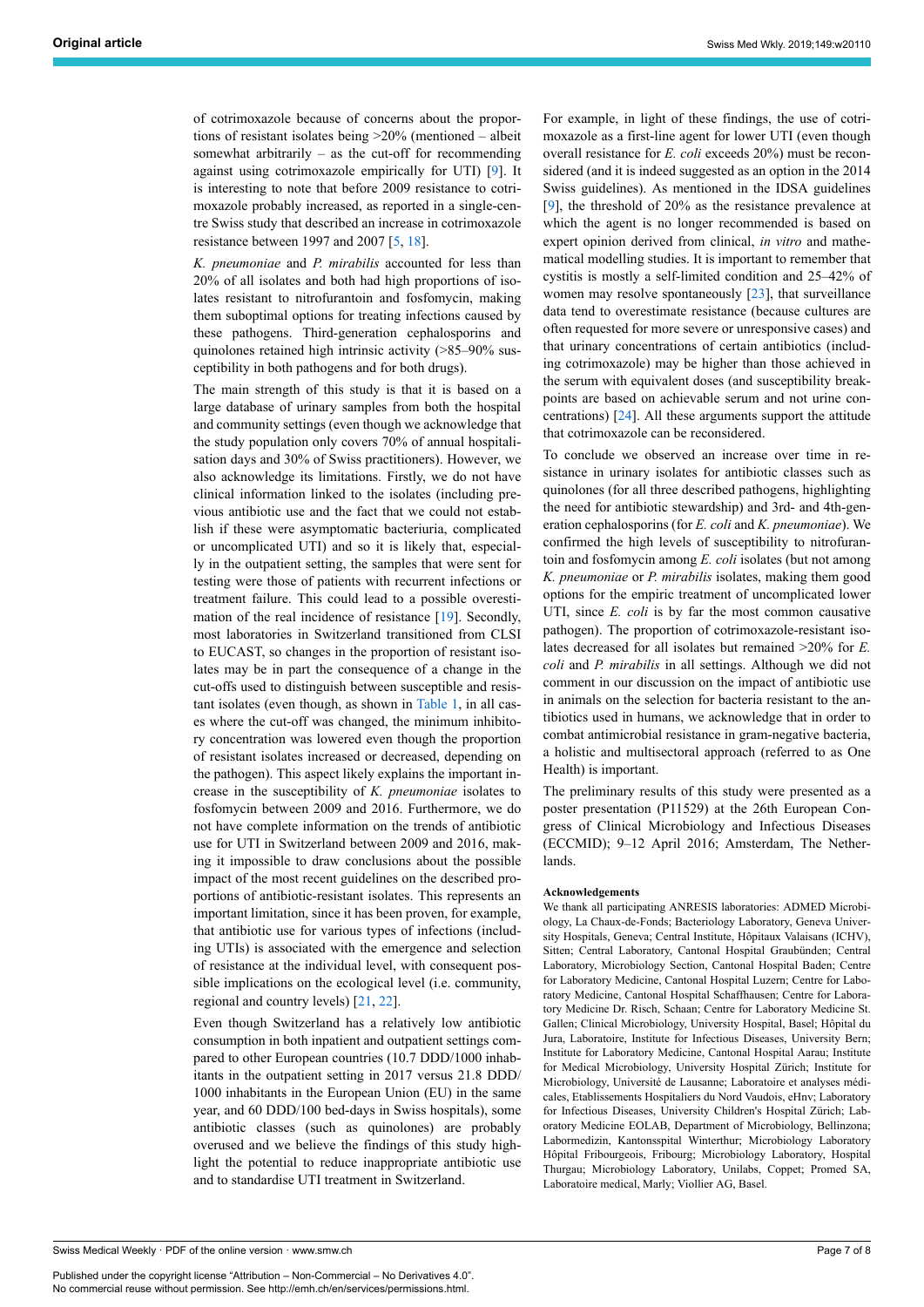of cotrimoxazole because of concerns about the proportions of resistant isolates being >20% (mentioned – albeit somewhat arbitrarily – as the cut-off for recommending against using cotrimoxazole empirically for UTI) [9]. It is interesting to note that before 2009 resistance to cotrimoxazole probably increased, as reported in a single-centre Swiss study that described an increase in cotrimoxazole resistance between 1997 and 2007 [5, 18].

*K. pneumoniae* and *P. mirabilis* accounted for less than 20% of all isolates and both had high proportions of isolates resistant to nitrofurantoin and fosfomycin, making them suboptimal options for treating infections caused by these pathogens. Third-generation cephalosporins and quinolones retained high intrinsic activity (>85–90% susceptibility in both pathogens and for both drugs).

The main strength of this study is that it is based on a large database of urinary samples from both the hospital and community settings (even though we acknowledge that the study population only covers 70% of annual hospitalisation days and 30% of Swiss practitioners). However, we also acknowledge its limitations. Firstly, we do not have clinical information linked to the isolates (including previous antibiotic use and the fact that we could not establish if these were asymptomatic bacteriuria, complicated or uncomplicated UTI) and so it is likely that, especially in the outpatient setting, the samples that were sent for testing were those of patients with recurrent infections or treatment failure. This could lead to a possible overestimation of the real incidence of resistance [19]. Secondly, most laboratories in Switzerland transitioned from CLSI to EUCAST, so changes in the proportion of resistant isolates may be in part the consequence of a change in the cut-offs used to distinguish between susceptible and resistant isolates (even though, as shown in Table 1, in all cases where the cut-off was changed, the minimum inhibitory concentration was lowered even though the proportion of resistant isolates increased or decreased, depending on the pathogen). This aspect likely explains the important increase in the susceptibility of *K. pneumoniae* isolates to fosfomycin between 2009 and 2016. Furthermore, we do not have complete information on the trends of antibiotic use for UTI in Switzerland between 2009 and 2016, making it impossible to draw conclusions about the possible impact of the most recent guidelines on the described proportions of antibiotic-resistant isolates. This represents an important limitation, since it has been proven, for example, that antibiotic use for various types of infections (including UTIs) is associated with the emergence and selection of resistance at the individual level, with consequent possible implications on the ecological level (i.e. community, regional and country levels) [21, 22].

Even though Switzerland has a relatively low antibiotic consumption in both inpatient and outpatient settings compared to other European countries (10.7 DDD/1000 inhabitants in the outpatient setting in 2017 versus 21.8 DDD/1000 inhabitants in the European Union (EU) in the same year, and 60 DDD/100 bed-days in Swiss hospitals), some antibiotic classes (such as quinolones) are probably overused and we believe the findings of this study highlight the potential to reduce inappropriate antibiotic use and to standardise UTI treatment in Switzerland.

For example, in light of these findings, the use of cotrimoxazole as a first-line agent for lower UTI (even though overall resistance for *E. coli* exceeds 20%) must be reconsidered (and it is indeed suggested as an option in the 2014 Swiss guidelines). As mentioned in the IDSA guidelines [9], the threshold of 20% as the resistance prevalence at which the agent is no longer recommended is based on expert opinion derived from clinical, *in vitro* and mathematical modelling studies. It is important to remember that cystitis is mostly a self-limited condition and 25–42% of women may resolve spontaneously [23], that surveillance data tend to overestimate resistance (because cultures are often requested for more severe or unresponsive cases) and that urinary concentrations of certain antibiotics (including cotrimoxazole) may be higher than those achieved in the serum with equivalent doses (and susceptibility breakpoints are based on achievable serum and not urine concentrations) [24]. All these arguments support the attitude that cotrimoxazole can be reconsidered.

To conclude we observed an increase over time in resistance in urinary isolates for antibiotic classes such as quinolones (for all three described pathogens, highlighting the need for antibiotic stewardship) and 3rd- and 4th-generation cephalosporins (for *E. coli* and *K. pneumoniae*). We confirmed the high levels of susceptibility to nitrofurantoin and fosfomycin among *E. coli* isolates (but not among *K. pneumoniae* or *P. mirabilis* isolates, making them good options for the empiric treatment of uncomplicated lower UTI, since *E. coli* is by far the most common causative pathogen). The proportion of cotrimoxazole-resistant isolates decreased for all isolates but remained >20% for *E. coli* and *P. mirabilis* in all settings. Although we did not comment in our discussion on the impact of antibiotic use in animals on the selection for bacteria resistant to the antibiotics used in humans, we acknowledge that in order to combat antimicrobial resistance in gram-negative bacteria, a holistic and multisectoral approach (referred to as One Health) is important.

The preliminary results of this study were presented as a poster presentation (P11529) at the 26th European Congress of Clinical Microbiology and Infectious Diseases (ECCMID); 9–12 April 2016; Amsterdam, The Netherlands.

**Acknowledgements**

We thank all participating ANRESIS laboratories: ADMED Microbiology, La Chaux-de-Fonds; Bacteriology Laboratory, Geneva University Hospitals, Geneva; Central Institute, Hôpitaux Valaisans (ICHV), Sitten; Central Laboratory, Cantonal Hospital Graubünden; Central Laboratory, Microbiology Section, Cantonal Hospital Baden; Centre for Laboratory Medicine, Cantonal Hospital Luzern; Centre for Laboratory Medicine, Cantonal Hospital Schaffhausen; Centre for Laboratory Medicine Dr. Risch, Schaan; Centre for Laboratory Medicine St. Gallen; Clinical Microbiology, University Hospital, Basel; Hôpital du Jura, Laboratoire, Institute for Infectious Diseases, University Bern; Institute for Laboratory Medicine, Cantonal Hospital Aarau; Institute for Medical Microbiology, University Hospital Zürich; Institute for Microbiology, Université de Lausanne; Laboratoire et analyses médicales, Etablissements Hospitaliers du Nord Vaudois, eHnv; Laboratory for Infectious Diseases, University Children's Hospital Zürich; Laboratory Medicine EOLAB, Department of Microbiology, Bellinzona; Labormedizin, Kantonsspital Winterthur; Microbiology Laboratory Hôpital Fribourgeois, Fribourg; Microbiology Laboratory, Hospital Thurgau; Microbiology Laboratory, Unilabs, Coppet; Promed SA, Laboratoire medical, Marly; Viollier AG, Basel.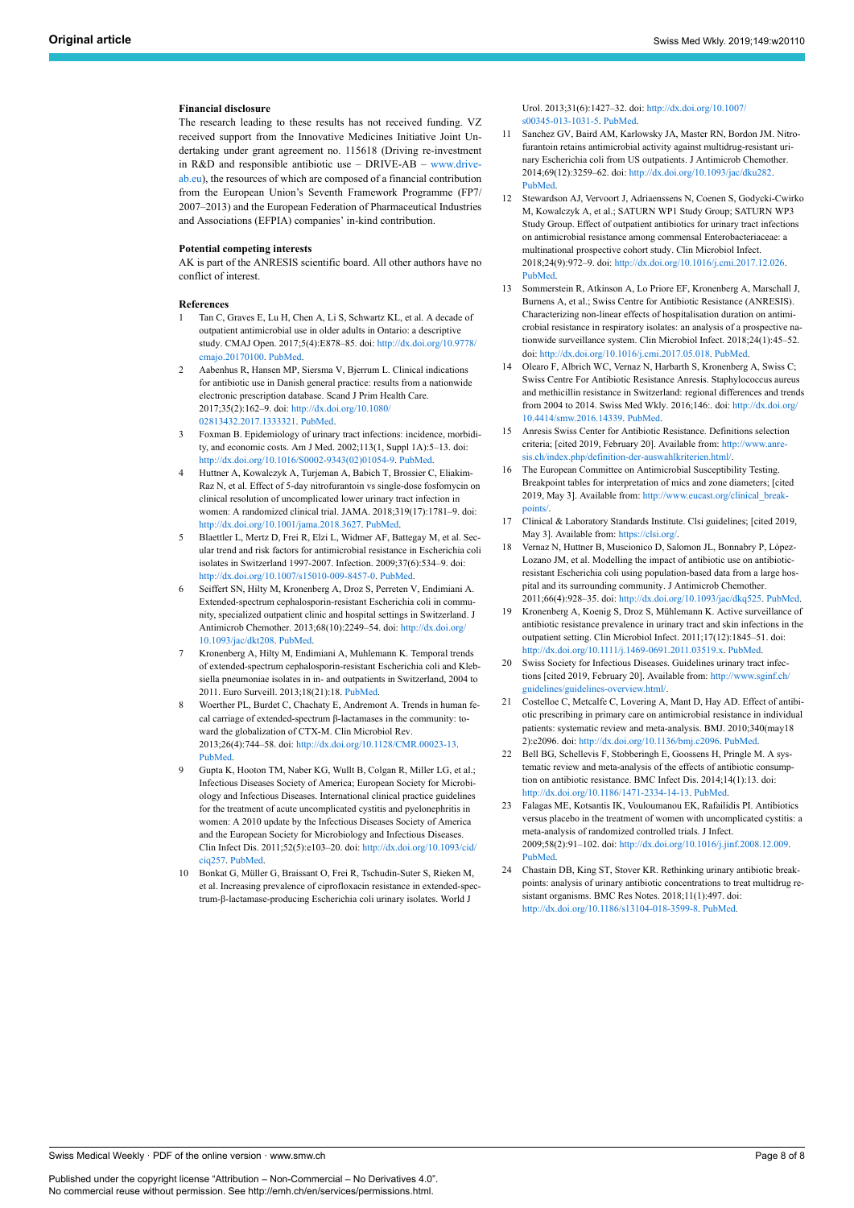### Financial disclosure

The research leading to these results has not received funding. VZ received support from the Innovative Medicines Initiative Joint Undertaking under grant agreement no. 115618 (Driving re-investment in R&D and responsible antibiotic use – DRIVE-AB – www.drive-ab.eu), the resources of which are composed of a financial contribution from the European Union's Seventh Framework Programme (FP7/2007–2013) and the European Federation of Pharmaceutical Industries and Associations (EFPIA) companies' in-kind contribution.

### Potential competing interests

AK is part of the ANRESIS scientific board. All other authors have no conflict of interest.

### References

1. Tan C, Graves E, Lu H, Chen A, Li S, Schwartz KL, et al. A decade of outpatient antimicrobial use in older adults in Ontario: a descriptive study. CMAJ Open. 2017;5(4):E878–85. doi: http://dx.doi.org/10.9778/cmajo.20170100. PubMed.
2. Aabenhus R, Hansen MP, Siersma V, Bjerrum L. Clinical indications for antibiotic use in Danish general practice: results from a nationwide electronic prescription database. Scand J Prim Health Care. 2017;35(2):162–9. doi: http://dx.doi.org/10.1080/02813432.2017.1333321. PubMed.
3. Foxman B. Epidemiology of urinary tract infections: incidence, morbidity, and economic costs. Am J Med. 2002;113(1, Suppl 1A):5–13. doi: http://dx.doi.org/10.1016/S0002-9343(02)01054-9. PubMed.
4. Huttner A, Kowalczyk A, Turjeman A, Babich T, Brossier C, Eliakim-Raz N, et al. Effect of 5-day nitrofurantoin vs single-dose fosfomycin on clinical resolution of uncomplicated lower urinary tract infection in women: A randomized clinical trial. JAMA. 2018;319(17):1781–9. doi: http://dx.doi.org/10.1001/jama.2018.3627. PubMed.
5. Blaettler L, Mertz D, Frei R, Elzi L, Widmer AF, Battegay M, et al. Secular trend and risk factors for antimicrobial resistance in Escherichia coli isolates in Switzerland 1997-2007. Infection. 2009;37(6):534–9. doi: http://dx.doi.org/10.1007/s15010-009-8457-0. PubMed.
6. Seiffert SN, Hilty M, Kronenberg A, Droz S, Perreten V, Endimiani A. Extended-spectrum cephalosporin-resistant Escherichia coli in community, specialized outpatient clinic and hospital settings in Switzerland. J Antimicrob Chemother. 2013;68(10):2249–54. doi: http://dx.doi.org/10.1093/jac/dkt208. PubMed.
7. Kronenberg A, Hilty M, Endimiani A, Muhlemann K. Temporal trends of extended-spectrum cephalosporin-resistant Escherichia coli and Klebsiella pneumoniae isolates in in- and outpatients in Switzerland, 2004 to 2011. Euro Surveill. 2013;18(21):18. PubMed.
8. Woerther PL, Burdet C, Chachaty E, Andremont A. Trends in human fecal carriage of extended-spectrum β-lactamases in the community: toward the globalization of CTX-M. Clin Microbiol Rev. 2013;26(4):744–58. doi: http://dx.doi.org/10.1128/CMR.00023-13. PubMed.
9. Gupta K, Hooton TM, Naber KG, Wullt B, Colgan R, Miller LG, et al.; Infectious Diseases Society of America; European Society for Microbiology and Infectious Diseases. International clinical practice guidelines for the treatment of acute uncomplicated cystitis and pyelonephritis in women: A 2010 update by the Infectious Diseases Society of America and the European Society for Microbiology and Infectious Diseases. Clin Infect Dis. 2011;52(5):e103–20. doi: http://dx.doi.org/10.1093/cid/ciq257. PubMed.
10. Bonkat G, Müller G, Braissant O, Frei R, Tschudin-Suter S, Rieken M, et al. Increasing prevalence of ciprofloxacin resistance in extended-spectrum-β-lactamase-producing Escherichia coli urinary isolates. World J Urol. 2013;31(6):1427–32. doi: http://dx.doi.org/10.1007/s00345-013-1031-5. PubMed.
11. Sanchez GV, Baird AM, Karlowsky JA, Master RN, Bordon JM. Nitrofurantoin retains antimicrobial activity against multidrug-resistant urinary Escherichia coli from US outpatients. J Antimicrob Chemother. 2014;69(12):3259–62. doi: http://dx.doi.org/10.1093/jac/dku282. PubMed.
12. Stewardson AJ, Vervoort J, Adriaenssens N, Coenen S, Godycki-Cwirko M, Kowalczyk A, et al.; SATURN WP1 Study Group; SATURN WP3 Study Group. Effect of outpatient antibiotics for urinary tract infections on antimicrobial resistance among commensal Enterobacteriaceae: a multinational prospective cohort study. Clin Microbiol Infect. 2018;24(9):972–9. doi: http://dx.doi.org/10.1016/j.cmi.2017.12.026. PubMed.
13. Sommerstein R, Atkinson A, Lo Priore EF, Kronenberg A, Marschall J, Burnens A, et al.; Swiss Centre for Antibiotic Resistance (ANRESIS). Characterizing non-linear effects of hospitalisation duration on antimicrobial resistance in respiratory isolates: an analysis of a prospective nationwide surveillance system. Clin Microbiol Infect. 2018;24(1):45–52. doi: http://dx.doi.org/10.1016/j.cmi.2017.05.018. PubMed.
14. Olearo F, Albrich WC, Vernaz N, Harbarth S, Kronenberg A, Swiss C; Swiss Centre For Antibiotic Resistance Anresis. Staphylococcus aureus and methicillin resistance in Switzerland: regional differences and trends from 2004 to 2014. Swiss Med Wkly. 2016;146:. doi: http://dx.doi.org/10.4414/smw.2016.14339. PubMed.
15. Anresis Swiss Center for Antibiotic Resistance. Definitions selection criteria; [cited 2019, February 20]. Available from: http://www.anresis.ch/index.php/definition-der-auswahlkriterien.html/.
16. The European Committee on Antimicrobial Susceptibility Testing. Breakpoint tables for interpretation of mics and zone diameters; [cited 2019, May 3]. Available from: http://www.eucast.org/clinical_breakpoints/.
17. Clinical & Laboratory Standards Institute. Clsi guidelines; [cited 2019, May 3]. Available from: https://clsi.org/.
18. Vernaz N, Huttner B, Muscionico D, Salomon JL, Bonnabry P, López-Lozano JM, et al. Modelling the impact of antibiotic use on antibiotic-resistant Escherichia coli using population-based data from a large hospital and its surrounding community. J Antimicrob Chemother. 2011;66(4):928–35. doi: http://dx.doi.org/10.1093/jac/dkq525. PubMed.
19. Kronenberg A, Koenig S, Droz S, Mühlemann K. Active surveillance of antibiotic resistance prevalence in urinary tract and skin infections in the outpatient setting. Clin Microbiol Infect. 2011;17(12):1845–51. doi: http://dx.doi.org/10.1111/j.1469-0691.2011.03519.x. PubMed.
20. Swiss Society for Infectious Diseases. Guidelines urinary tract infections [cited 2019, February 20]. Available from: http://www.sginf.ch/guidelines/guidelines-overview.html/.
21. Costelloe C, Metcalfe C, Lovering A, Mant D, Hay AD. Effect of antibiotic prescribing in primary care on antimicrobial resistance in individual patients: systematic review and meta-analysis. BMJ. 2010;340(may18 2):c2096. doi: http://dx.doi.org/10.1136/bmj.c2096. PubMed.
22. Bell BG, Schellevis F, Stobberingh E, Goossens H, Pringle M. A systematic review and meta-analysis of the effects of antibiotic consumption on antibiotic resistance. BMC Infect Dis. 2014;14(1):13. doi: http://dx.doi.org/10.1186/1471-2334-14-13. PubMed.
23. Falagas ME, Kotsantis IK, Vouloumanou EK, Rafailidis PI. Antibiotics versus placebo in the treatment of women with uncomplicated cystitis: a meta-analysis of randomized controlled trials. J Infect. 2009;58(2):91–102. doi: http://dx.doi.org/10.1016/j.jinf.2008.12.009. PubMed.
24. Chastain DB, King ST, Stover KR. Rethinking urinary antibiotic breakpoints: analysis of urinary antibiotic concentrations to treat multidrug resistant organisms. BMC Res Notes. 2018;11(1):497. doi: http://dx.doi.org/10.1186/s13104-018-3599-8. PubMed.